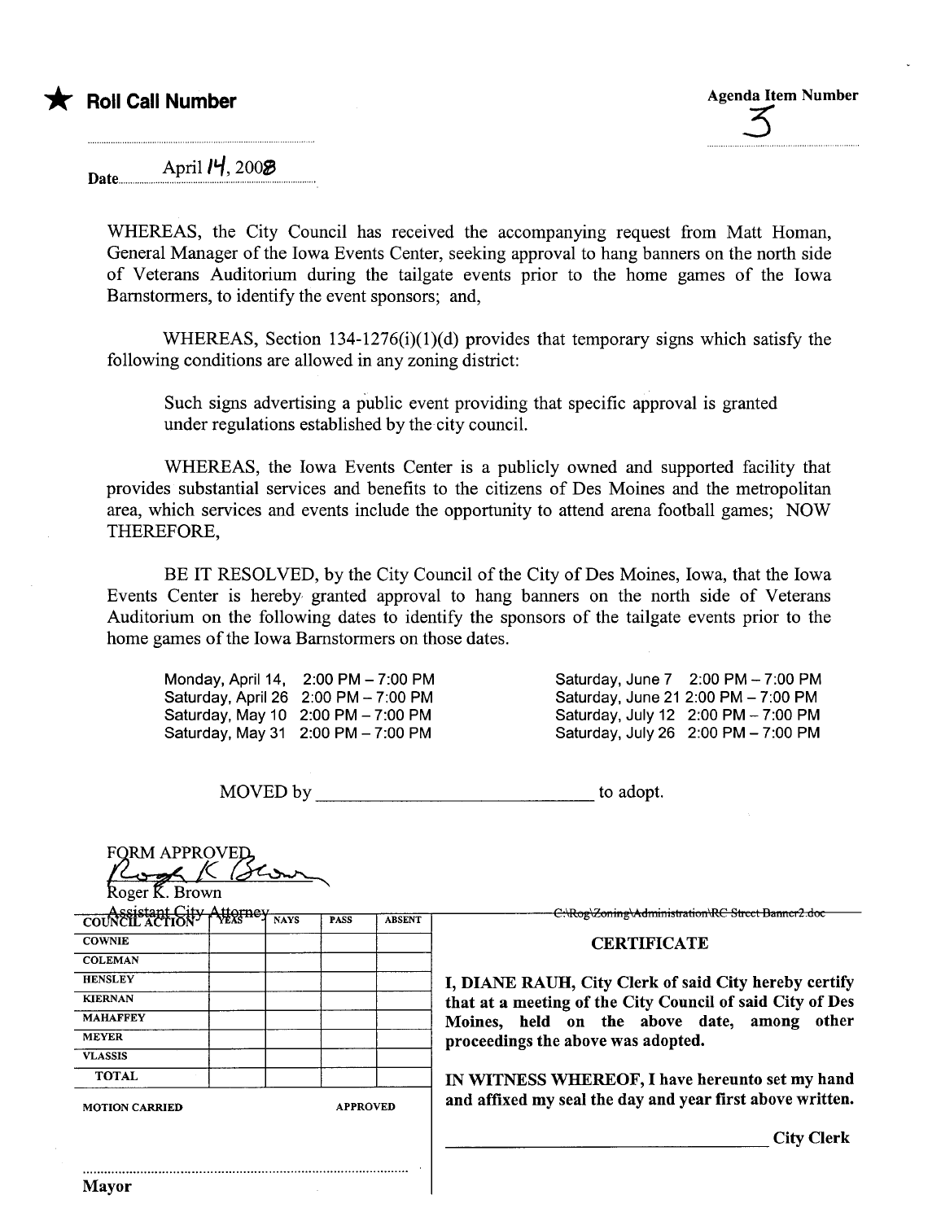★ **Roll Call Number**

Agenda Item Number
3

Date April 14, 2008

WHEREAS, the City Council has received the accompanying request from Matt Homan, General Manager of the Iowa Events Center, seeking approval to hang banners on the north side of Veterans Auditorium during the tailgate events prior to the home games of the Iowa Barnstormers, to identify the event sponsors; and,

WHEREAS, Section 134-1276(i)(1)(d) provides that temporary signs which satisfy the following conditions are allowed in any zoning district:

> Such signs advertising a public event providing that specific approval is granted under regulations established by the city council.

WHEREAS, the Iowa Events Center is a publicly owned and supported facility that provides substantial services and benefits to the citizens of Des Moines and the metropolitan area, which services and events include the opportunity to attend arena football games; NOW THEREFORE,

BE IT RESOLVED, by the City Council of the City of Des Moines, Iowa, that the Iowa Events Center is hereby granted approval to hang banners on the north side of Veterans Auditorium on the following dates to identify the sponsors of the tailgate events prior to the home games of the Iowa Barnstormers on those dates.

Monday, April 14, 2:00 PM – 7:00 PM
Saturday, April 26 2:00 PM – 7:00 PM
Saturday, May 10 2:00 PM – 7:00 PM
Saturday, May 31 2:00 PM – 7:00 PM
Saturday, June 7 2:00 PM – 7:00 PM
Saturday, June 21 2:00 PM – 7:00 PM
Saturday, July 12 2:00 PM – 7:00 PM
Saturday, July 26 2:00 PM – 7:00 PM

MOVED by ______________________________ to adopt.

FORM APPROVED
Roger K. Brown
Roger K. Brown
Assistant City Attorney

C:\Rog\Zoning\Administration\RC Street Banner2.doc

| COUNCIL ACTION | YEAS | NAYS | PASS | ABSENT |
|---|---|---|---|---|
| COWNIE | | | | |
| COLEMAN | | | | |
| HENSLEY | | | | |
| KIERNAN | | | | |
| MAHAFFEY | | | | |
| MEYER | | | | |
| VLASSIS | | | | |
| TOTAL | | | | |

MOTION CARRIED APPROVED

..............................................................................
Mayor

**CERTIFICATE**

**I, DIANE RAUH, City Clerk of said City hereby certify that at a meeting of the City Council of said City of Des Moines, held on the above date, among other proceedings the above was adopted.**

**IN WITNESS WHEREOF, I have hereunto set my hand and affixed my seal the day and year first above written.**

______________________________ **City Clerk**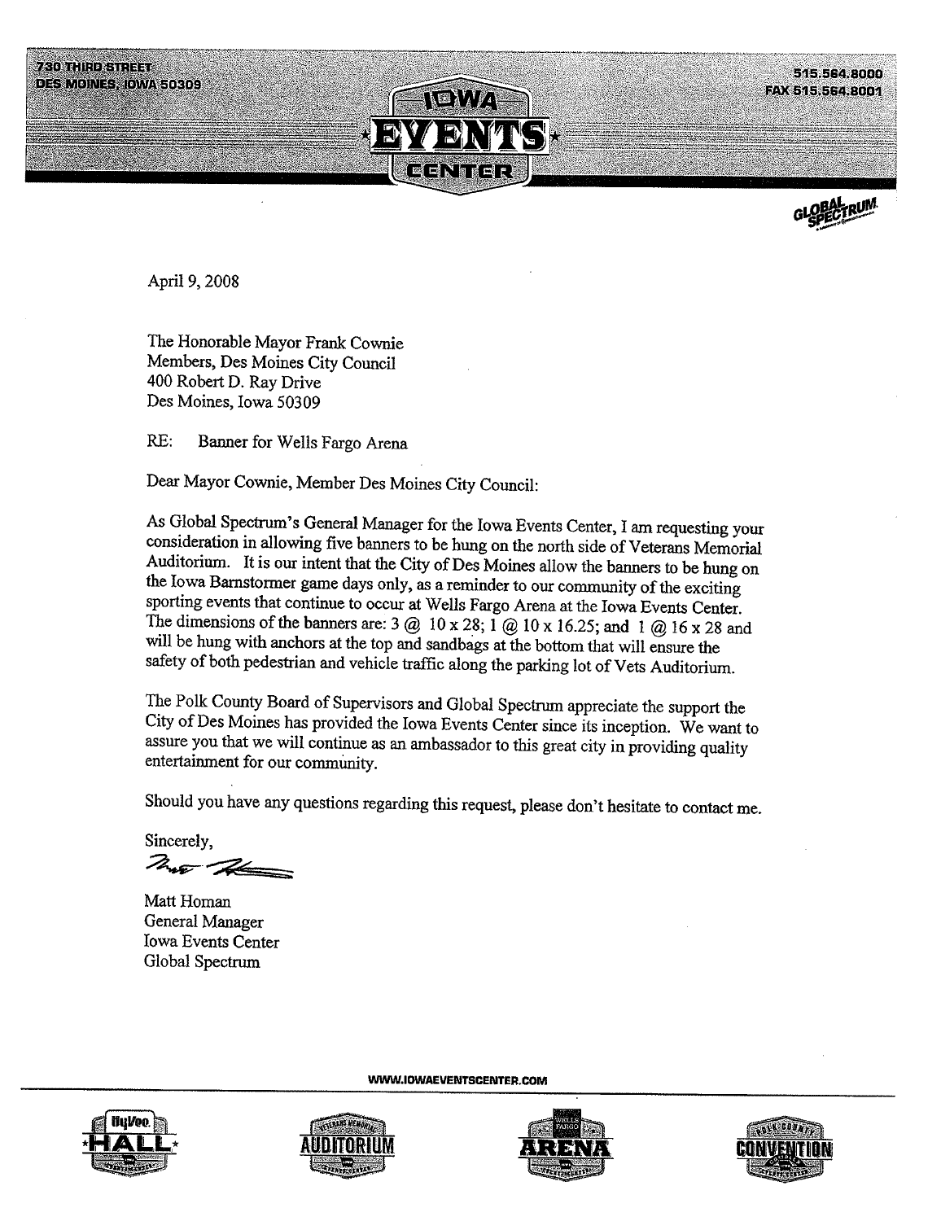730 THIRD STREET
DES MOINES, IOWA 50309

IOWA EVENTS CENTER

515.564.8000
FAX 515.564.8001

GLOBAL SPECTRUM

April 9, 2008

The Honorable Mayor Frank Cownie
Members, Des Moines City Council
400 Robert D. Ray Drive
Des Moines, Iowa 50309

RE: Banner for Wells Fargo Arena

Dear Mayor Cownie, Member Des Moines City Council:

As Global Spectrum's General Manager for the Iowa Events Center, I am requesting your consideration in allowing five banners to be hung on the north side of Veterans Memorial Auditorium. It is our intent that the City of Des Moines allow the banners to be hung on the Iowa Barnstormer game days only, as a reminder to our community of the exciting sporting events that continue to occur at Wells Fargo Arena at the Iowa Events Center. The dimensions of the banners are: 3 @ 10 x 28; 1 @ 10 x 16.25; and 1 @ 16 x 28 and will be hung with anchors at the top and sandbags at the bottom that will ensure the safety of both pedestrian and vehicle traffic along the parking lot of Vets Auditorium.

The Polk County Board of Supervisors and Global Spectrum appreciate the support the City of Des Moines has provided the Iowa Events Center since its inception. We want to assure you that we will continue as an ambassador to this great city in providing quality entertainment for our community.

Should you have any questions regarding this request, please don't hesitate to contact me.

Sincerely,

Matt Homan
General Manager
Iowa Events Center
Global Spectrum

WWW.IOWAEVENTSCENTER.COM

HyVee HALL · VETERANS MEMORIAL AUDITORIUM · WELLS FARGO ARENA · POLK COUNTY CONVENTION COMPLEX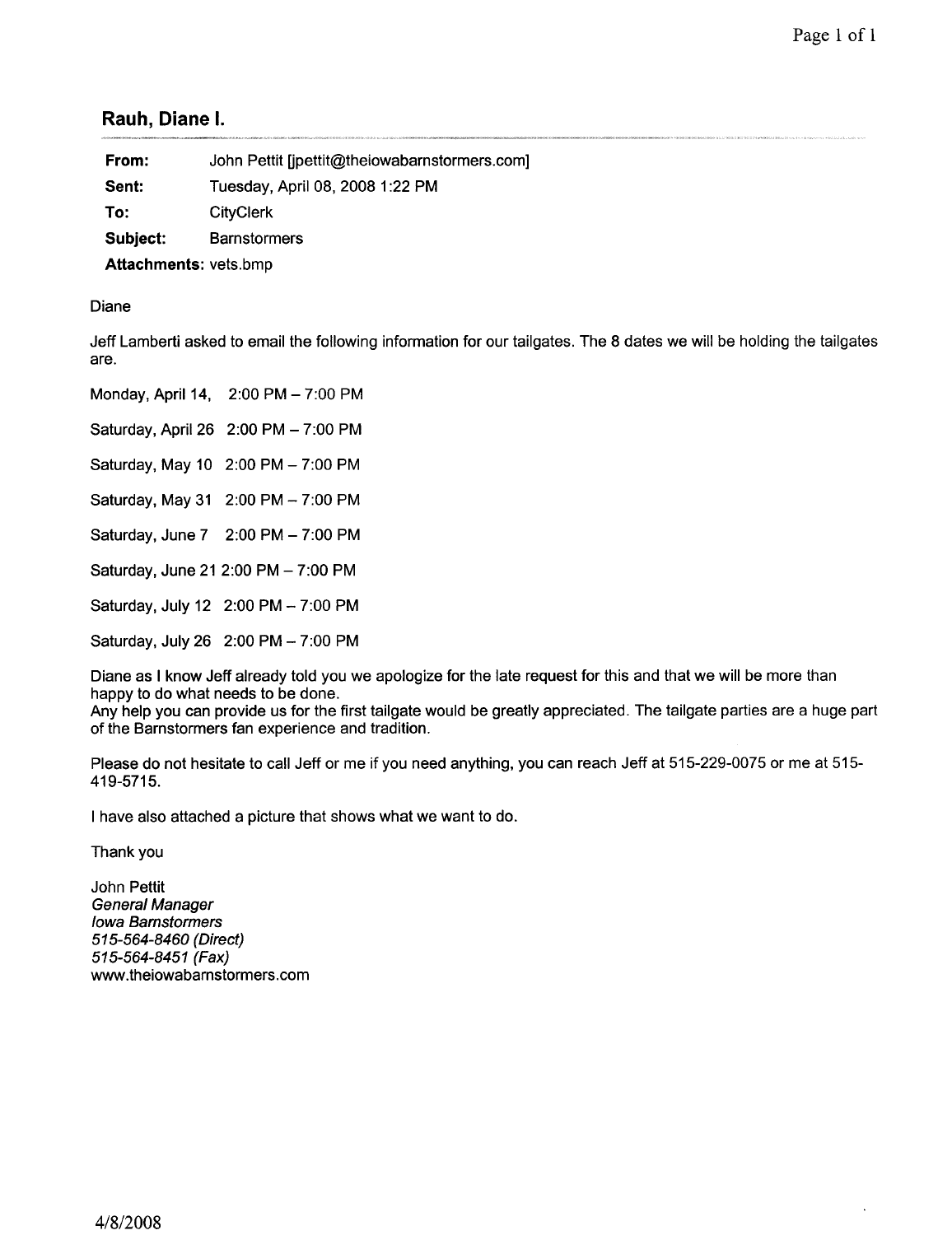## Rauh, Diane I.

| | |
|---|---|
| **From:** | John Pettit [jpettit@theiowabarnstormers.com] |
| **Sent:** | Tuesday, April 08, 2008 1:22 PM |
| **To:** | CityClerk |
| **Subject:** | Barnstormers |
| **Attachments:** | vets.bmp |

Diane

Jeff Lamberti asked to email the following information for our tailgates. The 8 dates we will be holding the tailgates are.

Monday, April 14, 2:00 PM – 7:00 PM

Saturday, April 26 2:00 PM – 7:00 PM

Saturday, May 10 2:00 PM – 7:00 PM

Saturday, May 31 2:00 PM – 7:00 PM

Saturday, June 7 2:00 PM – 7:00 PM

Saturday, June 21 2:00 PM – 7:00 PM

Saturday, July 12 2:00 PM – 7:00 PM

Saturday, July 26 2:00 PM – 7:00 PM

Diane as I know Jeff already told you we apologize for the late request for this and that we will be more than happy to do what needs to be done.
Any help you can provide us for the first tailgate would be greatly appreciated. The tailgate parties are a huge part of the Barnstormers fan experience and tradition.

Please do not hesitate to call Jeff or me if you need anything, you can reach Jeff at 515-229-0075 or me at 515-419-5715.

I have also attached a picture that shows what we want to do.

Thank you

John Pettit
*General Manager*
*Iowa Barnstormers*
*515-564-8460 (Direct)*
*515-564-8451 (Fax)*
www.theiowabarnstormers.com

4/8/2008